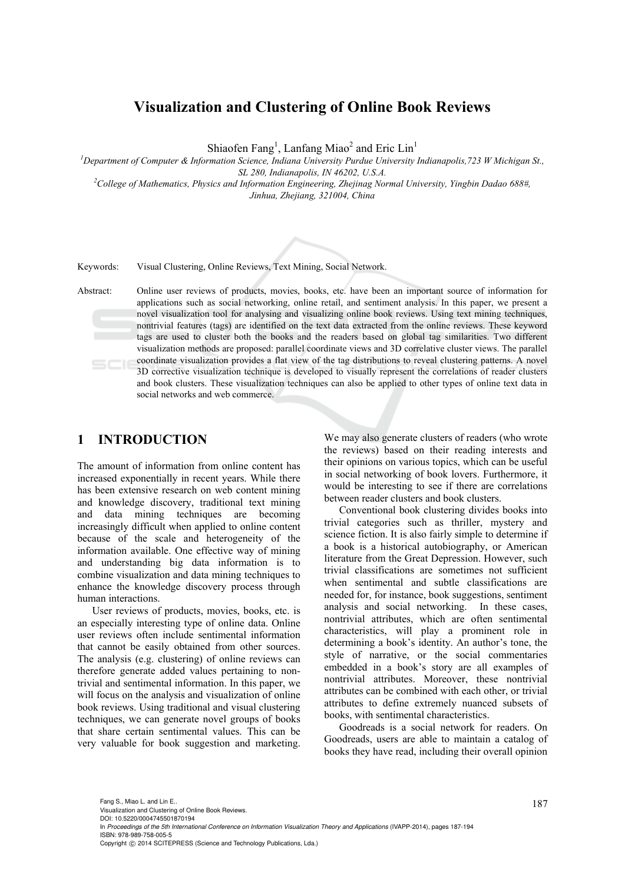# Visualization and Clustering of Online Book Reviews

Shiaofen Fang[1], Lanfang Miao[2] and Eric Lin[1]

[1]*Department of Computer & Information Science, Indiana University Purdue University Indianapolis,723 W Michigan St., SL 280, Indianapolis, IN 46202, U.S.A.*

[2]*College of Mathematics, Physics and Information Engineering, Zhejinag Normal University, Yingbin Dadao 688#, Jinhua, Zhejiang, 321004, China*

Keywords: Visual Clustering, Online Reviews, Text Mining, Social Network.

Abstract: Online user reviews of products, movies, books, etc. have been an important source of information for applications such as social networking, online retail, and sentiment analysis. In this paper, we present a novel visualization tool for analysing and visualizing online book reviews. Using text mining techniques, nontrivial features (tags) are identified on the text data extracted from the online reviews. These keyword tags are used to cluster both the books and the readers based on global tag similarities. Two different visualization methods are proposed: parallel coordinate views and 3D correlative cluster views. The parallel coordinate visualization provides a flat view of the tag distributions to reveal clustering patterns. A novel 3D corrective visualization technique is developed to visually represent the correlations of reader clusters and book clusters. These visualization techniques can also be applied to other types of online text data in social networks and web commerce.

## 1 INTRODUCTION

The amount of information from online content has increased exponentially in recent years. While there has been extensive research on web content mining and knowledge discovery, traditional text mining and data mining techniques are becoming increasingly difficult when applied to online content because of the scale and heterogeneity of the information available. One effective way of mining and understanding big data information is to combine visualization and data mining techniques to enhance the knowledge discovery process through human interactions.

User reviews of products, movies, books, etc. is an especially interesting type of online data. Online user reviews often include sentimental information that cannot be easily obtained from other sources. The analysis (e.g. clustering) of online reviews can therefore generate added values pertaining to non-trivial and sentimental information. In this paper, we will focus on the analysis and visualization of online book reviews. Using traditional and visual clustering techniques, we can generate novel groups of books that share certain sentimental values. This can be very valuable for book suggestion and marketing. We may also generate clusters of readers (who wrote the reviews) based on their reading interests and their opinions on various topics, which can be useful in social networking of book lovers. Furthermore, it would be interesting to see if there are correlations between reader clusters and book clusters.

Conventional book clustering divides books into trivial categories such as thriller, mystery and science fiction. It is also fairly simple to determine if a book is a historical autobiography, or American literature from the Great Depression. However, such trivial classifications are sometimes not sufficient when sentimental and subtle classifications are needed for, for instance, book suggestions, sentiment analysis and social networking. In these cases, nontrivial attributes, which are often sentimental characteristics, will play a prominent role in determining a book's identity. An author's tone, the style of narrative, or the social commentaries embedded in a book's story are all examples of nontrivial attributes. Moreover, these nontrivial attributes can be combined with each other, or trivial attributes to define extremely nuanced subsets of books, with sentimental characteristics.

Goodreads is a social network for readers. On Goodreads, users are able to maintain a catalog of books they have read, including their overall opinion

Fang S., Miao L. and Lin E..
Visualization and Clustering of Online Book Reviews.
DOI: 10.5220/0004745501870194
In *Proceedings of the 5th International Conference on Information Visualization Theory and Applications* (IVAPP-2014), pages 187-194
ISBN: 978-989-758-005-5
Copyright © 2014 SCITEPRESS (Science and Technology Publications, Lda.)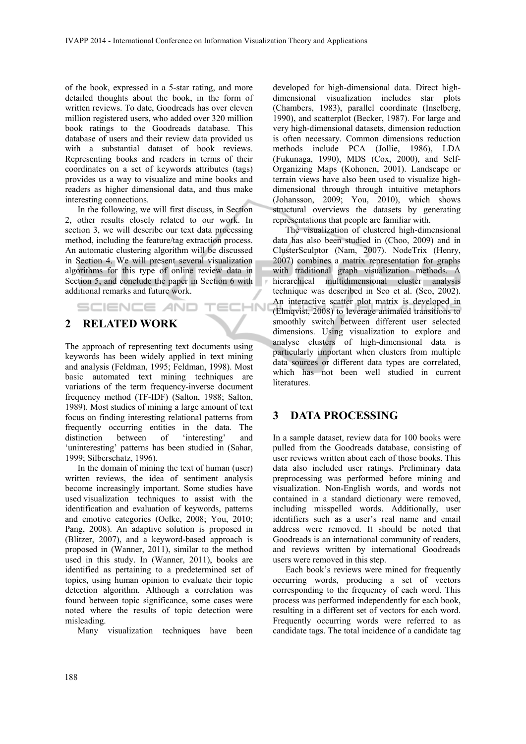of the book, expressed in a 5-star rating, and more detailed thoughts about the book, in the form of written reviews. To date, Goodreads has over eleven million registered users, who added over 320 million book ratings to the Goodreads database. This database of users and their review data provided us with a substantial dataset of book reviews. Representing books and readers in terms of their coordinates on a set of keywords attributes (tags) provides us a way to visualize and mine books and readers as higher dimensional data, and thus make interesting connections.

In the following, we will first discuss, in Section 2, other results closely related to our work. In section 3, we will describe our text data processing method, including the feature/tag extraction process. An automatic clustering algorithm will be discussed in Section 4. We will present several visualization algorithms for this type of online review data in Section 5, and conclude the paper in Section 6 with additional remarks and future work.

## 2 RELATED WORK

The approach of representing text documents using keywords has been widely applied in text mining and analysis (Feldman, 1995; Feldman, 1998). Most basic automated text mining techniques are variations of the term frequency-inverse document frequency method (TF-IDF) (Salton, 1988; Salton, 1989). Most studies of mining a large amount of text focus on finding interesting relational patterns from frequently occurring entities in the data. The distinction between of 'interesting' and 'uninteresting' patterns has been studied in (Sahar, 1999; Silberschatz, 1996).

In the domain of mining the text of human (user) written reviews, the idea of sentiment analysis become increasingly important. Some studies have used visualization techniques to assist with the identification and evaluation of keywords, patterns and emotive categories (Oelke, 2008; You, 2010; Pang, 2008). An adaptive solution is proposed in (Blitzer, 2007), and a keyword-based approach is proposed in (Wanner, 2011), similar to the method used in this study. In (Wanner, 2011), books are identified as pertaining to a predetermined set of topics, using human opinion to evaluate their topic detection algorithm. Although a correlation was found between topic significance, some cases were noted where the results of topic detection were misleading.

Many visualization techniques have been developed for high-dimensional data. Direct high-dimensional visualization includes star plots (Chambers, 1983), parallel coordinate (Inselberg, 1990), and scatterplot (Becker, 1987). For large and very high-dimensional datasets, dimension reduction is often necessary. Common dimensions reduction methods include PCA (Jollie, 1986), LDA (Fukunaga, 1990), MDS (Cox, 2000), and Self-Organizing Maps (Kohonen, 2001). Landscape or terrain views have also been used to visualize high-dimensional through through intuitive metaphors (Johansson, 2009; You, 2010), which shows structural overviews the datasets by generating representations that people are familiar with.

The visualization of clustered high-dimensional data has also been studied in (Choo, 2009) and in ClusterSculptor (Nam, 2007). NodeTrix (Henry, 2007) combines a matrix representation for graphs with traditional graph visualization methods. A hierarchical multidimensional cluster analysis technique was described in Seo et al. (Seo, 2002). An interactive scatter plot matrix is developed in (Elmqvist, 2008) to leverage animated transitions to smoothly switch between different user selected dimensions. Using visualization to explore and analyse clusters of high-dimensional data is particularly important when clusters from multiple data sources or different data types are correlated, which has not been well studied in current literatures.

## 3 DATA PROCESSING

In a sample dataset, review data for 100 books were pulled from the Goodreads database, consisting of user reviews written about each of those books. This data also included user ratings. Preliminary data preprocessing was performed before mining and visualization. Non-English words, and words not contained in a standard dictionary were removed, including misspelled words. Additionally, user identifiers such as a user's real name and email address were removed. It should be noted that Goodreads is an international community of readers, and reviews written by international Goodreads users were removed in this step.

Each book's reviews were mined for frequently occurring words, producing a set of vectors corresponding to the frequency of each word. This process was performed independently for each book, resulting in a different set of vectors for each word. Frequently occurring words were referred to as candidate tags. The total incidence of a candidate tag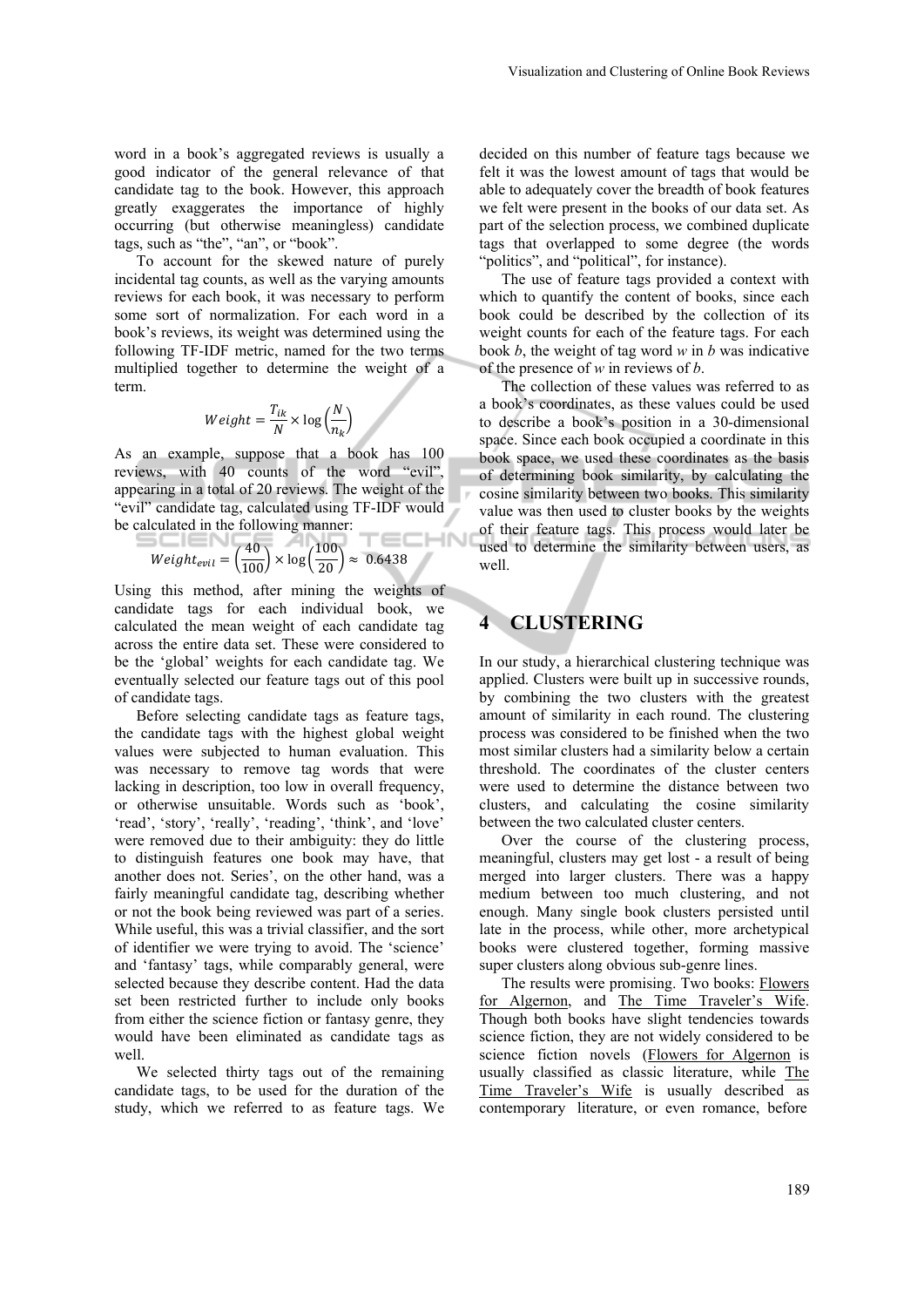word in a book's aggregated reviews is usually a good indicator of the general relevance of that candidate tag to the book. However, this approach greatly exaggerates the importance of highly occurring (but otherwise meaningless) candidate tags, such as "the", "an", or "book".

To account for the skewed nature of purely incidental tag counts, as well as the varying amounts reviews for each book, it was necessary to perform some sort of normalization. For each word in a book's reviews, its weight was determined using the following TF-IDF metric, named for the two terms multiplied together to determine the weight of a term.

$$Weight = \frac{T_{ik}}{N} \times \log\left(\frac{N}{n_k}\right)$$

As an example, suppose that a book has 100 reviews, with 40 counts of the word "evil", appearing in a total of 20 reviews. The weight of the "evil" candidate tag, calculated using TF-IDF would be calculated in the following manner:

$$Weight_{evil} = \left(\frac{40}{100}\right) \times \log\left(\frac{100}{20}\right) \approx \; 0.6438$$

Using this method, after mining the weights of candidate tags for each individual book, we calculated the mean weight of each candidate tag across the entire data set. These were considered to be the 'global' weights for each candidate tag. We eventually selected our feature tags out of this pool of candidate tags.

Before selecting candidate tags as feature tags, the candidate tags with the highest global weight values were subjected to human evaluation. This was necessary to remove tag words that were lacking in description, too low in overall frequency, or otherwise unsuitable. Words such as 'book', 'read', 'story', 'really', 'reading', 'think', and 'love' were removed due to their ambiguity: they do little to distinguish features one book may have, that another does not. Series', on the other hand, was a fairly meaningful candidate tag, describing whether or not the book being reviewed was part of a series. While useful, this was a trivial classifier, and the sort of identifier we were trying to avoid. The 'science' and 'fantasy' tags, while comparably general, were selected because they describe content. Had the data set been restricted further to include only books from either the science fiction or fantasy genre, they would have been eliminated as candidate tags as well.

We selected thirty tags out of the remaining candidate tags, to be used for the duration of the study, which we referred to as feature tags. We decided on this number of feature tags because we felt it was the lowest amount of tags that would be able to adequately cover the breadth of book features we felt were present in the books of our data set. As part of the selection process, we combined duplicate tags that overlapped to some degree (the words "politics", and "political", for instance).

The use of feature tags provided a context with which to quantify the content of books, since each book could be described by the collection of its weight counts for each of the feature tags. For each book *b*, the weight of tag word *w* in *b* was indicative of the presence of *w* in reviews of *b*.

The collection of these values was referred to as a book's coordinates, as these values could be used to describe a book's position in a 30-dimensional space. Since each book occupied a coordinate in this book space, we used these coordinates as the basis of determining book similarity, by calculating the cosine similarity between two books. This similarity value was then used to cluster books by the weights of their feature tags. This process would later be used to determine the similarity between users, as well.

# 4 CLUSTERING

In our study, a hierarchical clustering technique was applied. Clusters were built up in successive rounds, by combining the two clusters with the greatest amount of similarity in each round. The clustering process was considered to be finished when the two most similar clusters had a similarity below a certain threshold. The coordinates of the cluster centers were used to determine the distance between two clusters, and calculating the cosine similarity between the two calculated cluster centers.

Over the course of the clustering process, meaningful, clusters may get lost - a result of being merged into larger clusters. There was a happy medium between too much clustering, and not enough. Many single book clusters persisted until late in the process, while other, more archetypical books were clustered together, forming massive super clusters along obvious sub-genre lines.

The results were promising. Two books: Flowers for Algernon, and The Time Traveler's Wife. Though both books have slight tendencies towards science fiction, they are not widely considered to be science fiction novels (Flowers for Algernon is usually classified as classic literature, while The Time Traveler's Wife is usually described as contemporary literature, or even romance, before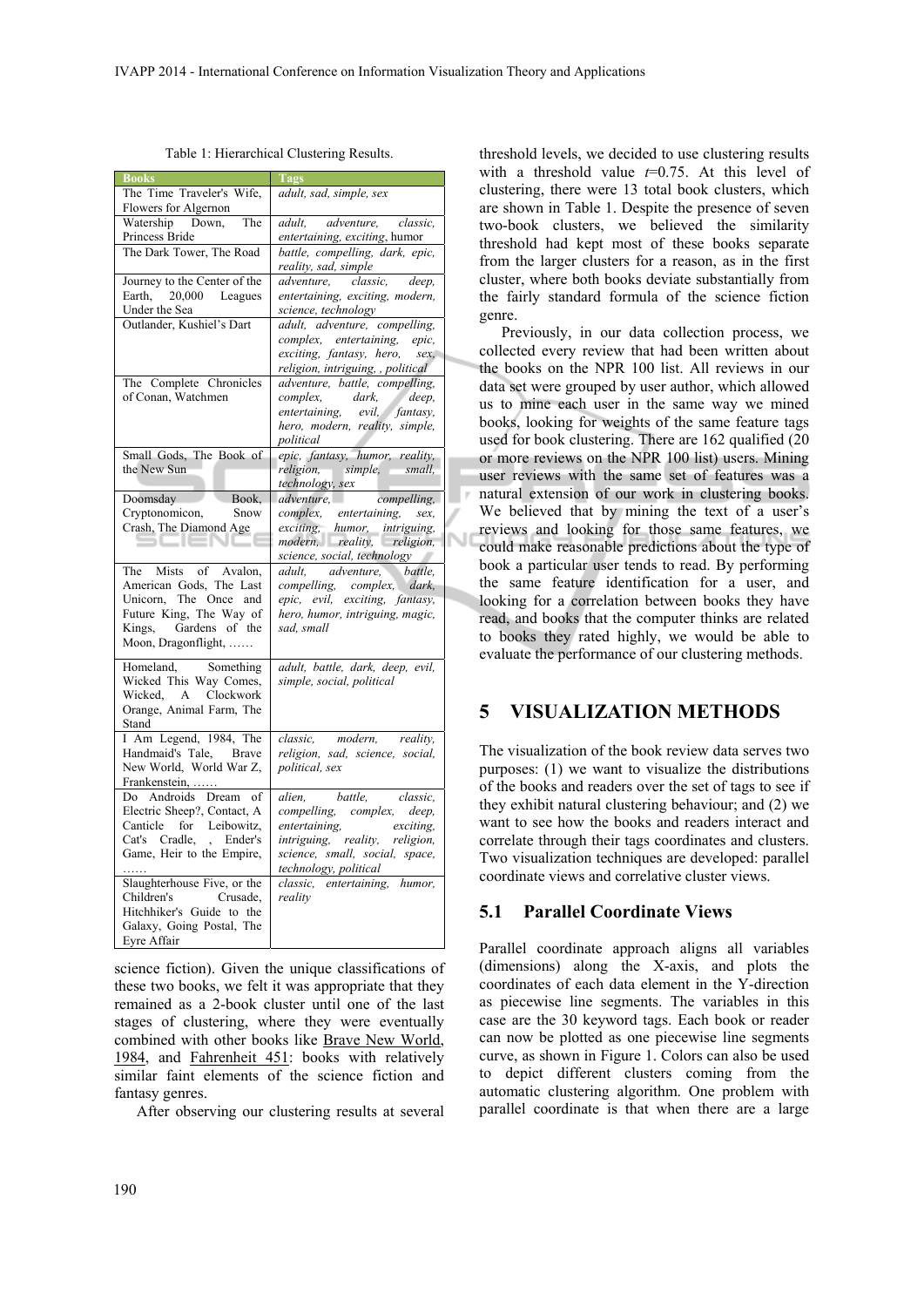Table 1: Hierarchical Clustering Results.

| Books | Tags |
|---|---|
| The Time Traveler's Wife, Flowers for Algernon | *adult, sad, simple, sex* |
| Watership Down, The Princess Bride | *adult, adventure, classic, entertaining, exciting,* humor |
| The Dark Tower, The Road | *battle, compelling, dark, epic, reality, sad, simple* |
| Journey to the Center of the Earth, 20,000 Leagues Under the Sea | *adventure, classic, deep, entertaining, exciting, modern, science, technology* |
| Outlander, Kushiel's Dart | *adult, adventure, compelling, complex, entertaining, epic, exciting, fantasy, hero, sex, religion, intriguing, , political* |
| The Complete Chronicles of Conan, Watchmen | *adventure, battle, compelling, complex, dark, deep, entertaining, evil, fantasy, hero, modern, reality, simple, political* |
| Small Gods, The Book of the New Sun | *epic, fantasy, humor, reality, religion, simple, small, technology, sex* |
| Doomsday Book, Cryptonomicon, Snow Crash, The Diamond Age | *adventure, compelling, complex, entertaining, sex, exciting, humor, intriguing, modern, reality, religion, science, social, technology* |
| The Mists of Avalon, American Gods, The Last Unicorn, The Once and Future King, The Way of Kings, Gardens of the Moon, Dragonflight, …… | *adult, adventure, battle, compelling, complex, dark, epic, evil, exciting, fantasy, hero, humor, intriguing, magic, sad, small* |
| Homeland, Something Wicked This Way Comes, Wicked, A Clockwork Orange, Animal Farm, The Stand | *adult, battle, dark, deep, evil, simple, social, political* |
| I Am Legend, 1984, The Handmaid's Tale, Brave New World, World War Z, Frankenstein, …… | *classic, modern, reality, religion, sad, science, social, political, sex* |
| Do Androids Dream of Electric Sheep?, Contact, A Canticle for Leibowitz, Cat's Cradle, , Ender's Game, Heir to the Empire, …… | *alien, battle, classic, compelling, complex, deep, entertaining, exciting, intriguing, reality, religion, science, small, social, space, technology, political* |
| Slaughterhouse Five, or the Children's Crusade, Hitchhiker's Guide to the Galaxy, Going Postal, The Eyre Affair | *classic, entertaining, humor, reality* |

science fiction). Given the unique classifications of these two books, we felt it was appropriate that they remained as a 2-book cluster until one of the last stages of clustering, where they were eventually combined with other books like Brave New World, 1984, and Fahrenheit 451: books with relatively similar faint elements of the science fiction and fantasy genres.

After observing our clustering results at several threshold levels, we decided to use clustering results with a threshold value $t$=0.75. At this level of clustering, there were 13 total book clusters, which are shown in Table 1. Despite the presence of seven two-book clusters, we believed the similarity threshold had kept most of these books separate from the larger clusters for a reason, as in the first cluster, where both books deviate substantially from the fairly standard formula of the science fiction genre.

Previously, in our data collection process, we collected every review that had been written about the books on the NPR 100 list. All reviews in our data set were grouped by user author, which allowed us to mine each user in the same way we mined books, looking for weights of the same feature tags used for book clustering. There are 162 qualified (20 or more reviews on the NPR 100 list) users. Mining user reviews with the same set of features was a natural extension of our work in clustering books. We believed that by mining the text of a user's reviews and looking for those same features, we could make reasonable predictions about the type of book a particular user tends to read. By performing the same feature identification for a user, and looking for a correlation between books they have read, and books that the computer thinks are related to books they rated highly, we would be able to evaluate the performance of our clustering methods.

## 5 VISUALIZATION METHODS

The visualization of the book review data serves two purposes: (1) we want to visualize the distributions of the books and readers over the set of tags to see if they exhibit natural clustering behaviour; and (2) we want to see how the books and readers interact and correlate through their tags coordinates and clusters. Two visualization techniques are developed: parallel coordinate views and correlative cluster views.

### 5.1 Parallel Coordinate Views

Parallel coordinate approach aligns all variables (dimensions) along the X-axis, and plots the coordinates of each data element in the Y-direction as piecewise line segments. The variables in this case are the 30 keyword tags. Each book or reader can now be plotted as one piecewise line segments curve, as shown in Figure 1. Colors can also be used to depict different clusters coming from the automatic clustering algorithm. One problem with parallel coordinate is that when there are a large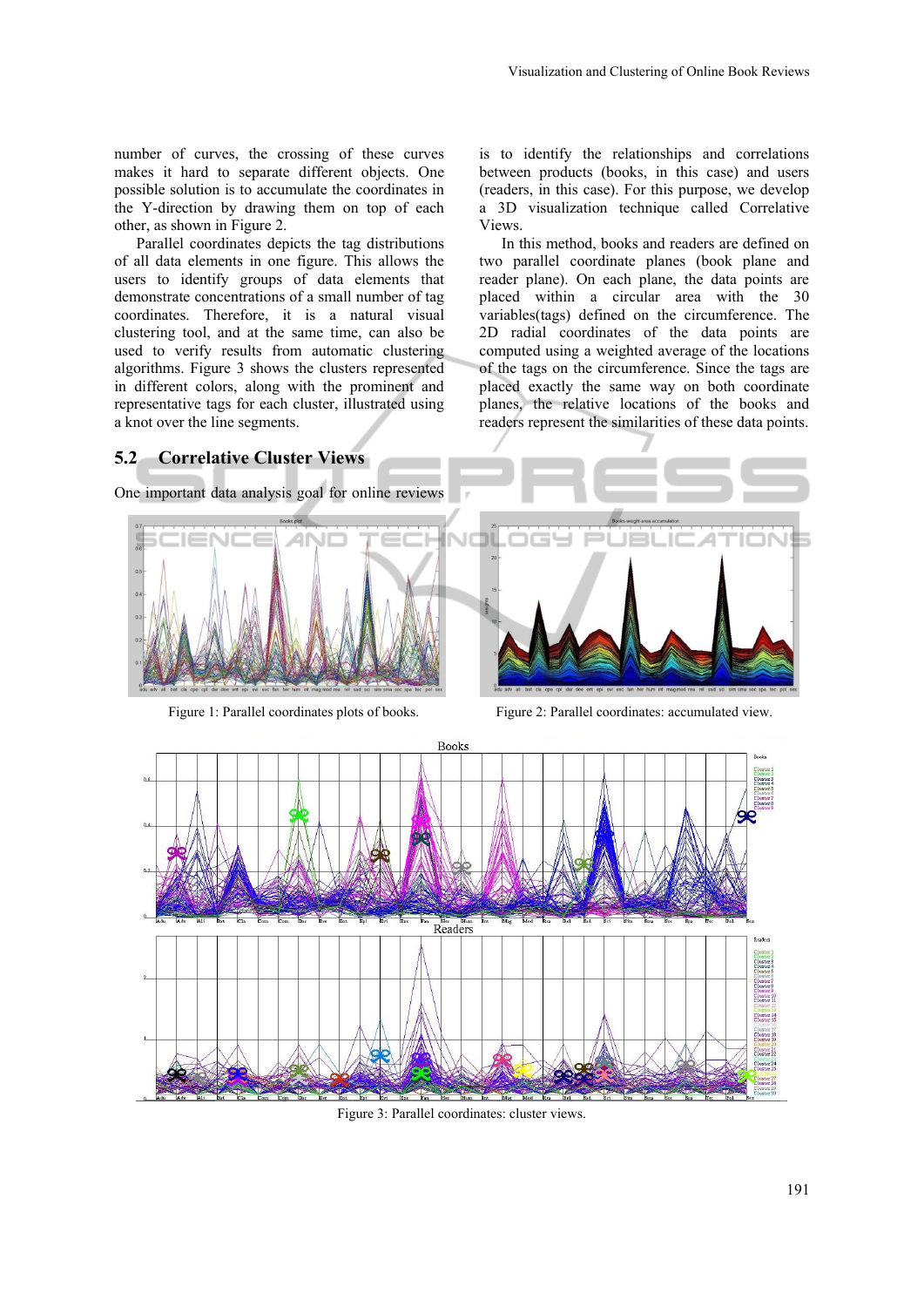number of curves, the crossing of these curves makes it hard to separate different objects. One possible solution is to accumulate the coordinates in the Y-direction by drawing them on top of each other, as shown in Figure 2.

Parallel coordinates depicts the tag distributions of all data elements in one figure. This allows the users to identify groups of data elements that demonstrate concentrations of a small number of tag coordinates. Therefore, it is a natural visual clustering tool, and at the same time, can also be used to verify results from automatic clustering algorithms. Figure 3 shows the clusters represented in different colors, along with the prominent and representative tags for each cluster, illustrated using a knot over the line segments.

## 5.2 Correlative Cluster Views

One important data analysis goal for online reviews is to identify the relationships and correlations between products (books, in this case) and users (readers, in this case). For this purpose, we develop a 3D visualization technique called Correlative Views.

In this method, books and readers are defined on two parallel coordinate planes (book plane and reader plane). On each plane, the data points are placed within a circular area with the 30 variables(tags) defined on the circumference. The 2D radial coordinates of the data points are computed using a weighted average of the locations of the tags on the circumference. Since the tags are placed exactly the same way on both coordinate planes, the relative locations of the books and readers represent the similarities of these data points.

Figure 1: Parallel coordinates plots of books.

Figure 2: Parallel coordinates: accumulated view.

Figure 3: Parallel coordinates: cluster views.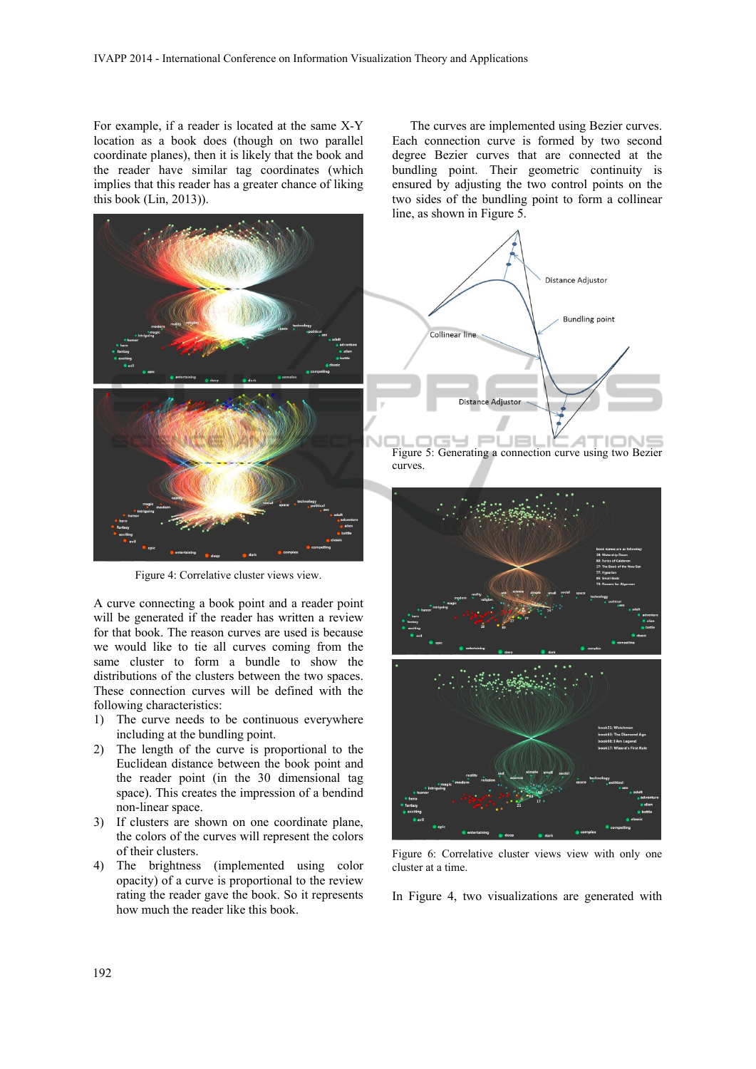For example, if a reader is located at the same X-Y location as a book does (though on two parallel coordinate planes), then it is likely that the book and the reader have similar tag coordinates (which implies that this reader has a greater chance of liking this book (Lin, 2013)).

Figure 4: Correlative cluster views view.

A curve connecting a book point and a reader point will be generated if the reader has written a review for that book. The reason curves are used is because we would like to tie all curves coming from the same cluster to form a bundle to show the distributions of the clusters between the two spaces. These connection curves will be defined with the following characteristics:

1) The curve needs to be continuous everywhere including at the bundling point.
2) The length of the curve is proportional to the Euclidean distance between the book point and the reader point (in the 30 dimensional tag space). This creates the impression of a bendind non-linear space.
3) If clusters are shown on one coordinate plane, the colors of the curves will represent the colors of their clusters.
4) The brightness (implemented using color opacity) of a curve is proportional to the review rating the reader gave the book. So it represents how much the reader like this book.

The curves are implemented using Bezier curves. Each connection curve is formed by two second degree Bezier curves that are connected at the bundling point. Their geometric continuity is ensured by adjusting the two control points on the two sides of the bundling point to form a collinear line, as shown in Figure 5.

Figure 5: Generating a connection curve using two Bezier curves.

Figure 6: Correlative cluster views view with only one cluster at a time.

In Figure 4, two visualizations are generated with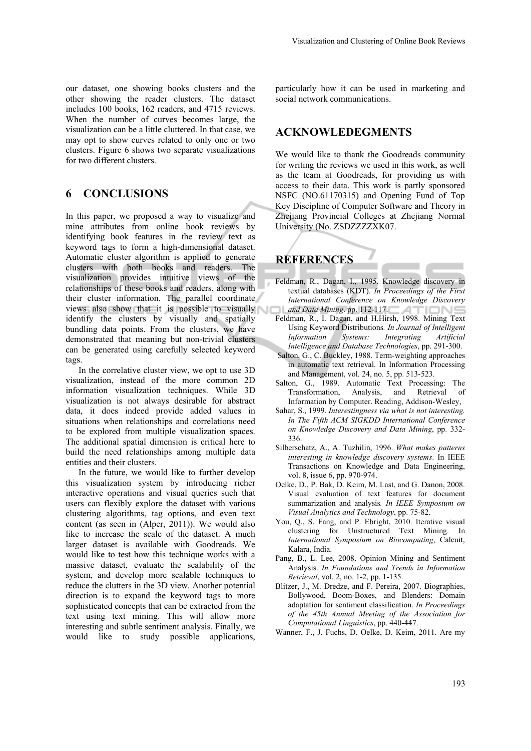our dataset, one showing books clusters and the other showing the reader clusters. The dataset includes 100 books, 162 readers, and 4715 reviews. When the number of curves becomes large, the visualization can be a little cluttered. In that case, we may opt to show curves related to only one or two clusters. Figure 6 shows two separate visualizations for two different clusters.

## 6 CONCLUSIONS

In this paper, we proposed a way to visualize and mine attributes from online book reviews by identifying book features in the review text as keyword tags to form a high-dimensional dataset. Automatic cluster algorithm is applied to generate clusters with both books and readers. The visualization provides intuitive views of the relationships of these books and readers, along with their cluster information. The parallel coordinate views also show that it is possible to visually identify the clusters by visually and spatially bundling data points. From the clusters, we have demonstrated that meaning but non-trivial clusters can be generated using carefully selected keyword tags.

In the correlative cluster view, we opt to use 3D visualization, instead of the more common 2D information visualization techniques. While 3D visualization is not always desirable for abstract data, it does indeed provide added values in situations when relationships and correlations need to be explored from multiple visualization spaces. The additional spatial dimension is critical here to build the need relationships among multiple data entities and their clusters.

In the future, we would like to further develop this visualization system by introducing richer interactive operations and visual queries such that users can flexibly explore the dataset with various clustering algorithms, tag options, and even text content (as seen in (Alper, 2011)). We would also like to increase the scale of the dataset. A much larger dataset is available with Goodreads. We would like to test how this technique works with a massive dataset, evaluate the scalability of the system, and develop more scalable techniques to reduce the clutters in the 3D view. Another potential direction is to expand the keyword tags to more sophisticated concepts that can be extracted from the text using text mining. This will allow more interesting and subtle sentiment analysis. Finally, we would like to study possible applications, particularly how it can be used in marketing and social network communications.

## ACKNOWLEDGEMENTS

We would like to thank the Goodreads community for writing the reviews we used in this work, as well as the team at Goodreads, for providing us with access to their data. This work is partly sponsored NSFC (NO.61170315) and Opening Fund of Top Key Discipline of Computer Software and Theory in Zhejiang Provincial Colleges at Zhejiang Normal University (No. ZSDZZZZXK07.

## REFERENCES

Feldman, R., Dagan, I., 1995. Knowledge discovery in textual databases (KDT). *In Proceedings of the First International Conference on Knowledge Discovery and Data Mining*. pp. 112-117.

Feldman, R., I. Dagan, and H.Hirsh, 1998. Mining Text Using Keyword Distributions*. In Journal of Intelligent Information Systems: Integrating Artificial Intelligence and Database Technologies*, pp. 291-300.

Salton, G., C. Buckley, 1988. Term-weighting approaches in automatic text retrieval. In Information Processing and Management, vol. 24, no. 5, pp. 513-523.

Salton, G., 1989. Automatic Text Processing: The Transformation, Analysis, and Retrieval of Information by Computer. Reading, Addison-Wesley,

Sahar, S., 1999. *Interestingness via what is not interesting. In The Fifth ACM SIGKDD International Conference on Knowledge Discovery and Data Mining*, pp. 332-336.

Silberschatz, A., A. Tuzhilin, 1996. *What makes patterns interesting in knowledge discovery systems*. In IEEE Transactions on Knowledge and Data Engineering, vol. 8, issue 6, pp. 970-974.

Oelke, D., P. Bak, D. Keim, M. Last, and G. Danon, 2008. Visual evaluation of text features for document summarization and analysis*. In IEEE Symposium on Visual Analytics and Technology*, pp. 75-82.

You, Q., S. Fang, and P. Ebright, 2010. Iterative visual clustering for Unstructured Text Mining. In *International Symposium on Biocomputing*, Calcuit, Kalara, India.

Pang, B., L. Lee, 2008. Opinion Mining and Sentiment Analysis. *In Foundations and Trends in Information Retrieval*, vol. 2, no. 1-2, pp. 1-135.

Blitzer, J., M. Dredze, and F. Pereira, 2007. Biographies, Bollywood, Boom-Boxes, and Blenders: Domain adaptation for sentiment classification. *In Proceedings of the 45th Annual Meeting of the Association for Computational Linguistics*, pp. 440-447.

Wanner, F., J. Fuchs, D. Oelke, D. Keim, 2011. Are my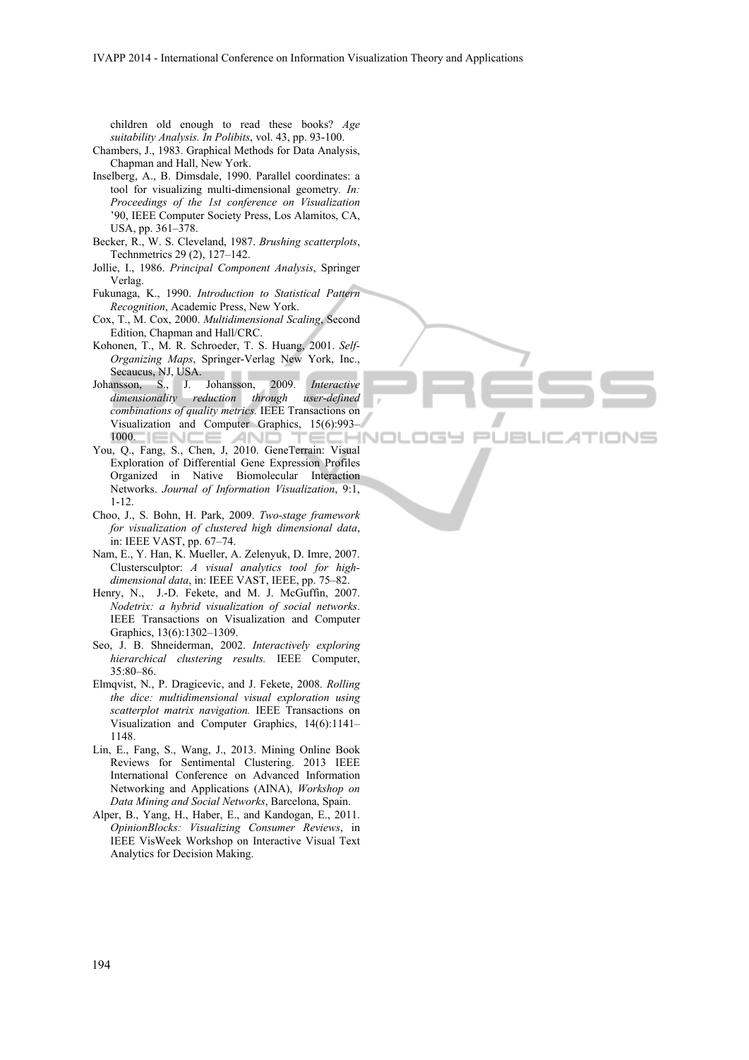children old enough to read these books? *Age suitability Analysis. In Polibits*, vol. 43, pp. 93-100.

Chambers, J., 1983. Graphical Methods for Data Analysis, Chapman and Hall, New York.

Inselberg, A., B. Dimsdale, 1990. Parallel coordinates: a tool for visualizing multi-dimensional geometry*. In: Proceedings of the 1st conference on Visualization '90*, IEEE Computer Society Press, Los Alamitos, CA, USA, pp. 361–378.

Becker, R., W. S. Cleveland, 1987. *Brushing scatterplots*, Technmetrics 29 (2), 127–142.

Jollie, I., 1986. *Principal Component Analysis*, Springer Verlag.

Fukunaga, K., 1990. *Introduction to Statistical Pattern Recognition*, Academic Press, New York.

Cox, T., M. Cox, 2000. *Multidimensional Scaling*, Second Edition, Chapman and Hall/CRC.

Kohonen, T., M. R. Schroeder, T. S. Huang, 2001. *Self-Organizing Maps*, Springer-Verlag New York, Inc., Secaucus, NJ, USA.

Johansson, S., J. Johansson, 2009. *Interactive dimensionality reduction through user-defined combinations of quality metrics.* IEEE Transactions on Visualization and Computer Graphics, 15(6):993–1000.

You, Q., Fang, S., Chen, J, 2010. GeneTerrain: Visual Exploration of Differential Gene Expression Profiles Organized in Native Biomolecular Interaction Networks. *Journal of Information Visualization*, 9:1, 1-12.

Choo, J., S. Bohn, H. Park, 2009. *Two-stage framework for visualization of clustered high dimensional data*, in: IEEE VAST, pp. 67–74.

Nam, E., Y. Han, K. Mueller, A. Zelenyuk, D. Imre, 2007. Clustersculptor: *A visual analytics tool for high-dimensional data*, in: IEEE VAST, IEEE, pp. 75–82.

Henry, N., J.-D. Fekete, and M. J. McGuffin, 2007. *Nodetrix: a hybrid visualization of social networks*. IEEE Transactions on Visualization and Computer Graphics, 13(6):1302–1309.

Seo, J. B. Shneiderman, 2002. *Interactively exploring hierarchical clustering results.* IEEE Computer, 35:80–86.

Elmqvist, N., P. Dragicevic, and J. Fekete, 2008. *Rolling the dice: multidimensional visual exploration using scatterplot matrix navigation.* IEEE Transactions on Visualization and Computer Graphics, 14(6):1141–1148.

Lin, E., Fang, S., Wang, J., 2013. Mining Online Book Reviews for Sentimental Clustering. 2013 IEEE International Conference on Advanced Information Networking and Applications (AINA), *Workshop on Data Mining and Social Networks*, Barcelona, Spain.

Alper, B., Yang, H., Haber, E., and Kandogan, E., 2011. *OpinionBlocks: Visualizing Consumer Reviews*, in IEEE VisWeek Workshop on Interactive Visual Text Analytics for Decision Making.